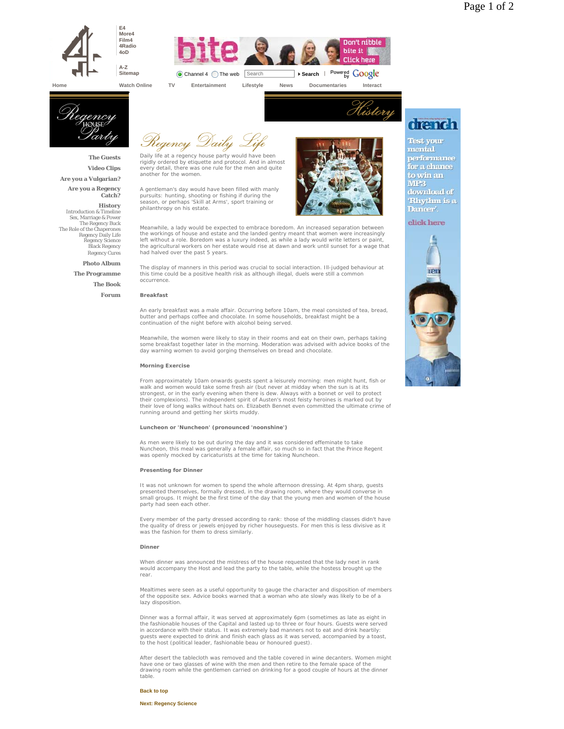# Regency Daily Life

Daily life at a regency house party would have been rigidly ordered by etiquette and protocol. And in almost every detail, there was one rule for the men and quite another for the women.

A gentleman's day would have been filled with manly pursuits: hunting, shooting or fishing if during the season, or perhaps 'Skill at Arms', sport training or philanthropy on his estate.

Meanwhile, a lady would be expected to embrace boredom. An increased separation between the workings of house and estate and the landed gentry meant that women were increasingly left without a role. Boredom was a luxury indeed, as while a lady would write letters or paint, the agricultural workers on her estate would rise at dawn and work until sunset for a wage that had halved over the past 5 years.

The display of manners in this period was crucial to social interaction. Ill-judged behaviour at this time could be a positive health risk as although illegal, duels were still a common occurrence.

**Breakfast**

An early breakfast was a male affair. Occurring before 10am, the meal consisted of tea, bread, butter and perhaps coffee and chocolate. In some households, breakfast might be a continuation of the night before with alcohol being served.

Meanwhile, the women were likely to stay in their rooms and eat on their own, perhaps taking some breakfast together later in the morning. Moderation was advised with advice books of the day warning women to avoid gorging themselves on bread and chocolate.

**Morning Exercise**

From approximately 10am onwards guests spent a leisurely morning: men might hunt, fish or walk and women would take some fresh air (but never at midday when the sun is at its strongest, or in the early evening when there is dew. Always with a bonnet or veil to protect their complexions). The independent spirit of Austen's most feisty heroines is marked out by their love of long walks without hats on. Elizabeth Bennet even committed the ultimate crime of running around and getting her skirts muddy.

**Luncheon or 'Nuncheon' (pronounced 'noonshine')**

As men were likely to be out during the day and it was considered effeminate to take Nuncheon, this meal was generally a female affair, so much so in fact that the Prince Regent was openly mocked by caricaturists at the time for taking Nuncheon.

**Presenting for Dinner**

It was not unknown for women to spend the whole afternoon dressing. At 4pm sharp, guests presented themselves, formally dressed, in the drawing room, where they would converse in small groups. It might be the first time of the day that the young men and women of the house party had seen each other.

Every member of the party dressed according to rank: those of the middling classes didn't have the quality of dress or jewels enjoyed by richer houseguests. For men this is less divisive as it was the fashion for them to dress similarly.

**Dinner**

When dinner was announced the mistress of the house requested that the lady next in rank would accompany the Host and lead the party to the table, while the hostess brought up the rear.

Mealtimes were seen as a useful opportunity to gauge the character and disposition of members of the opposite sex. Advice books warned that a woman who ate slowly was likely to be of a lazy disposition.

Dinner was a formal affair, it was served at approximately 6pm (sometimes as late as eight in the fashionable houses of the Capital and lasted up to three or four hours. Guests were served in accordance with their status. It was extremely bad manners not to eat and drink heartily: guests were expected to drink and finish each glass as it was served, accompanied by a toast, to the host (political leader, fashionable beau or honoured guest).

After desert the tablecloth was removed and the table covered in wine decanters. Women might have one or two glasses of wine with the men and then retire to the female space of the drawing room while the gentlemen carried on drinking for a good couple of hours at the dinner table.

**Back to top**

**Next: Regency Science**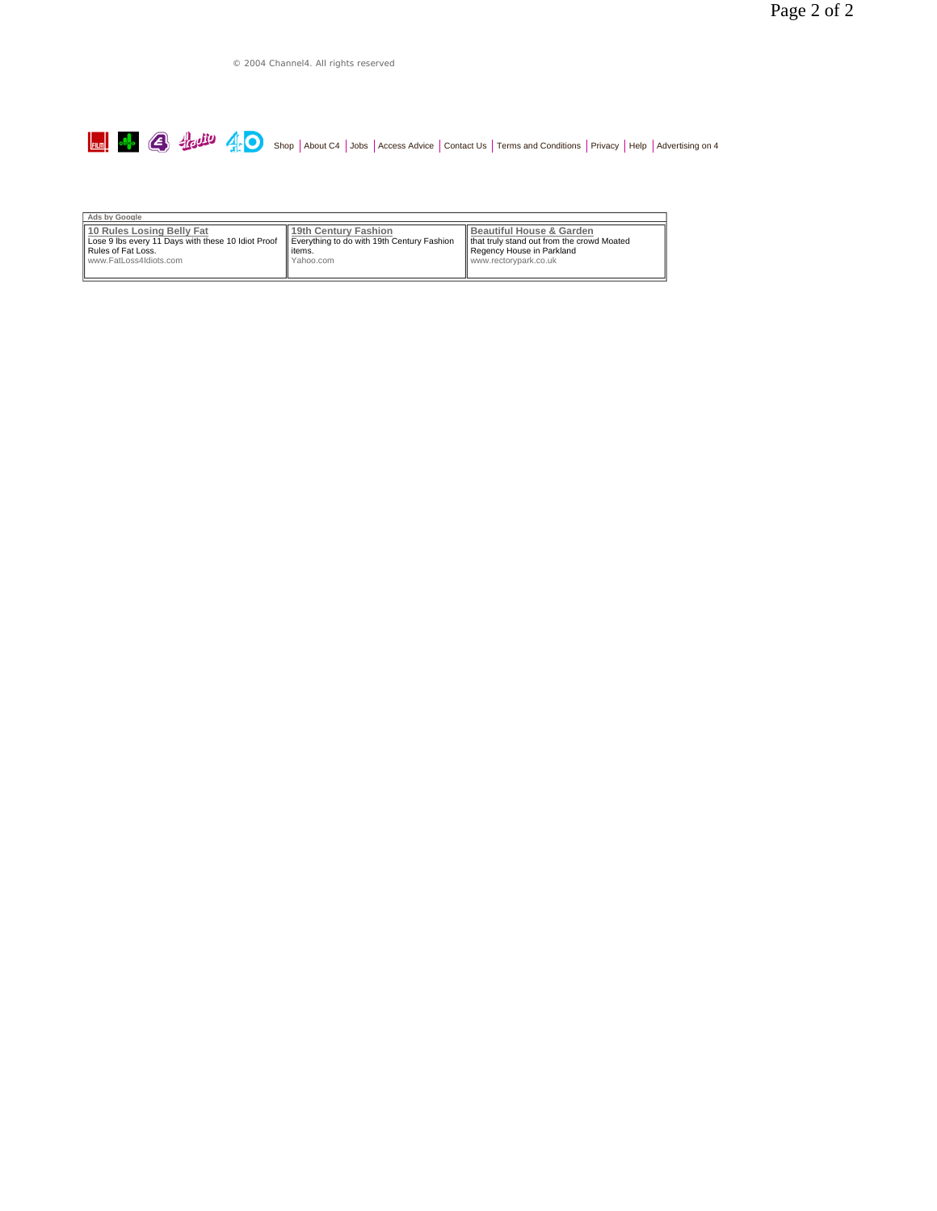© 2004 Channel4. All rights reserved

Shop | About C4 | Jobs | Access Advice | Contact Us | Terms and Conditions | Privacy | Help | Advertising on 4

Ads by Google

| | | |
|---|---|---|
| **10 Rules Losing Belly Fat**<br>Lose 9 lbs every 11 Days with these 10 Idiot Proof Rules of Fat Loss.<br>www.FatLoss4Idiots.com | **19th Century Fashion**<br>Everything to do with 19th Century Fashion items.<br>Yahoo.com | **Beautiful House & Garden**<br>that truly stand out from the crowd Moated Regency House in Parkland<br>www.rectorypark.co.uk |